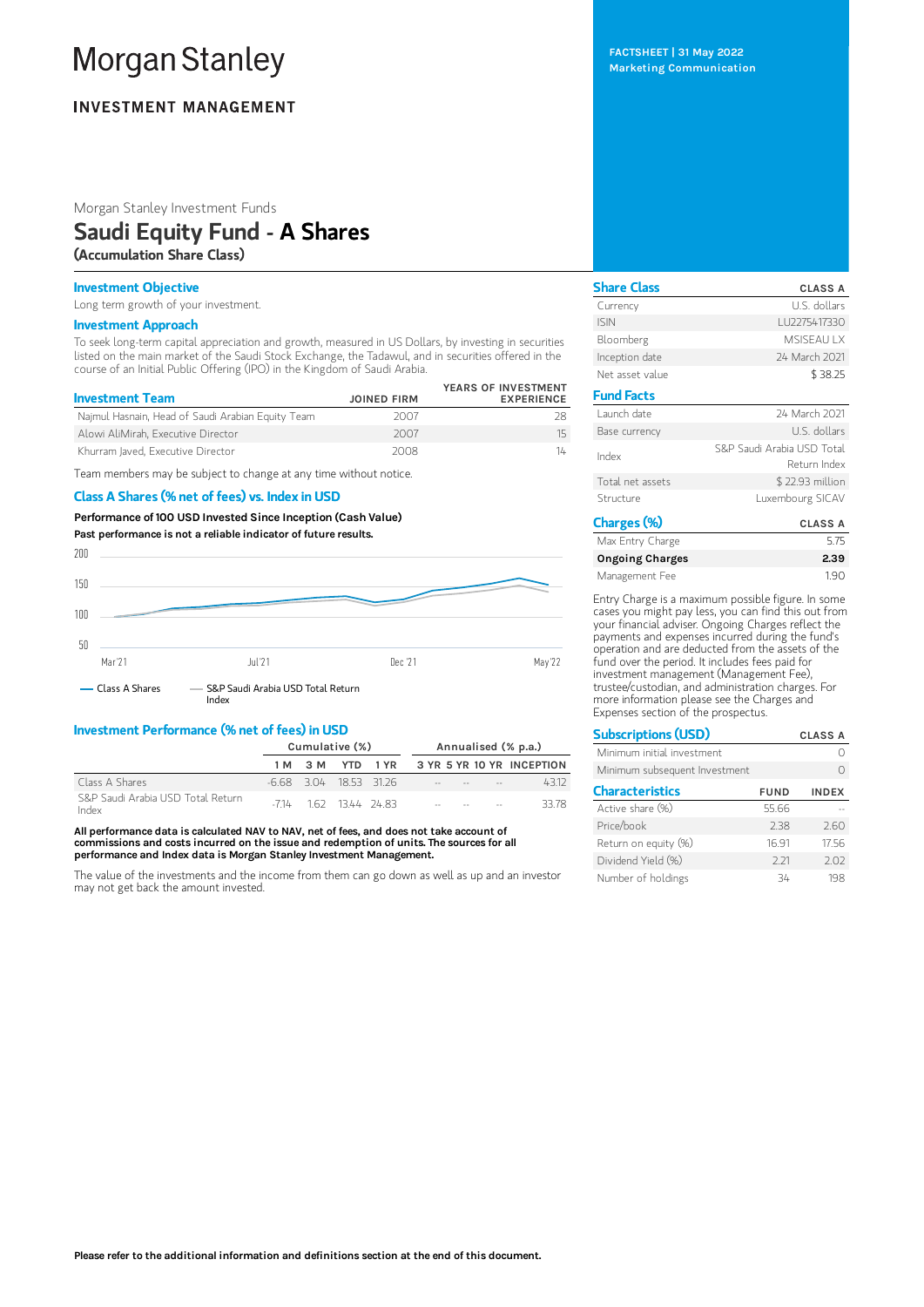# Morgan Stanley

## INVESTMENT MANAGEMENT

FACTSHEET | 31 May 2022
Marketing Communication

Morgan Stanley Investment Funds

# Saudi Equity Fund - A Shares

**(Accumulation Share Class)**

### Investment Objective

Long term growth of your investment.

### Investment Approach

To seek long-term capital appreciation and growth, measured in US Dollars, by investing in securities listed on the main market of the Saudi Stock Exchange, the Tadawul, and in securities offered in the course of an Initial Public Offering (IPO) in the Kingdom of Saudi Arabia.

| Investment Team | JOINED FIRM | YEARS OF INVESTMENT EXPERIENCE |
|---|---|---|
| Najmul Hasnain, Head of Saudi Arabian Equity Team | 2007 | 28 |
| Alowi AliMirah, Executive Director | 2007 | 15 |
| Khurram Javed, Executive Director | 2008 | 14 |

Team members may be subject to change at any time without notice.

### Class A Shares (% net of fees) vs. Index in USD

**Performance of 100 USD Invested Since Inception (Cash Value)**

**Past performance is not a reliable indicator of future results.**

Chart legend: Class A Shares; S&P Saudi Arabia USD Total Return Index (x-axis: Mar'21, Jul'21, Dec'21, May'22; y-axis: 50, 100, 150, 200)

### Investment Performance (% net of fees) in USD

| | Cumulative (%) | | | | Annualised (% p.a.) | | | |
|---|---|---|---|---|---|---|---|---|
| | 1 M | 3 M | YTD | 1 YR | 3 YR | 5 YR | 10 YR | INCEPTION |
| Class A Shares | -6.68 | 3.04 | 18.53 | 31.26 | -- | -- | -- | 43.12 |
| S&P Saudi Arabia USD Total Return Index | -7.14 | 1.62 | 13.44 | 24.83 | -- | -- | -- | 33.78 |

**All performance data is calculated NAV to NAV, net of fees, and does not take account of commissions and costs incurred on the issue and redemption of units. The sources for all performance and Index data is Morgan Stanley Investment Management.**

The value of the investments and the income from them can go down as well as up and an investor may not get back the amount invested.

### Share Class

| | CLASS A |
|---|---|
| Currency | U.S. dollars |
| ISIN | LU2275417330 |
| Bloomberg | MSISEAU LX |
| Inception date | 24 March 2021 |
| Net asset value | $ 38.25 |

### Fund Facts

| | |
|---|---|
| Launch date | 24 March 2021 |
| Base currency | U.S. dollars |
| Index | S&P Saudi Arabia USD Total Return Index |
| Total net assets | $ 22.93 million |
| Structure | Luxembourg SICAV |

### Charges (%)

| | CLASS A |
|---|---|
| Max Entry Charge | 5.75 |
| **Ongoing Charges** | **2.39** |
| Management Fee | 1.90 |

Entry Charge is a maximum possible figure. In some cases you might pay less, you can find this out from your financial adviser. Ongoing Charges reflect the payments and expenses incurred during the fund's operation and are deducted from the assets of the fund over the period. It includes fees paid for investment management (Management Fee), trustee/custodian, and administration charges. For more information please see the Charges and Expenses section of the prospectus.

### Subscriptions (USD)

| | CLASS A |
|---|---|
| Minimum initial investment | 0 |
| Minimum subsequent Investment | 0 |

### Characteristics

| | FUND | INDEX |
|---|---|---|
| Active share (%) | 55.66 | -- |
| Price/book | 2.38 | 2.60 |
| Return on equity (%) | 16.91 | 17.56 |
| Dividend Yield (%) | 2.21 | 2.02 |
| Number of holdings | 34 | 198 |

**Please refer to the additional information and definitions section at the end of this document.**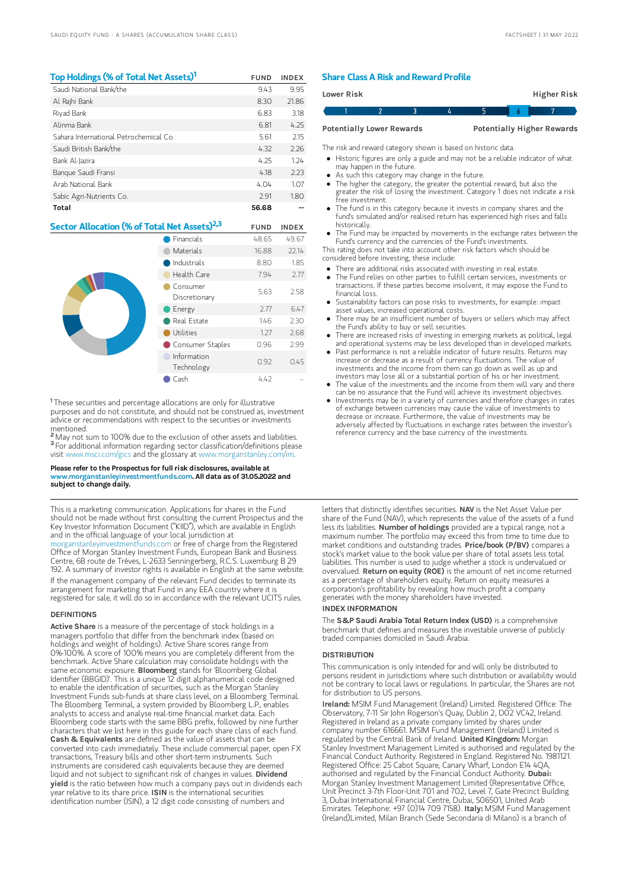## Top Holdings (% of Total Net Assets)[1]

| | FUND | INDEX |
|---|---|---|
| Saudi National Bank/the | 9.43 | 9.95 |
| Al Rajhi Bank | 8.30 | 21.86 |
| Riyad Bank | 6.83 | 3.18 |
| Alinma Bank | 6.81 | 4.25 |
| Sahara International Petrochemical Co. | 5.61 | 2.15 |
| Saudi British Bank/the | 4.32 | 2.26 |
| Bank Al-Jazira | 4.25 | 1.24 |
| Banque Saudi Fransi | 4.18 | 2.23 |
| Arab National Bank | 4.04 | 1.07 |
| Sabic Agri-Nutrients Co. | 2.91 | 1.80 |
| **Total** | **56.68** | -- |

## Sector Allocation (% of Total Net Assets)[2,3]

| | FUND | INDEX |
|---|---|---|
| Financials | 48.65 | 49.67 |
| Materials | 16.88 | 22.14 |
| Industrials | 8.80 | 1.85 |
| Health Care | 7.94 | 2.77 |
| Consumer Discretionary | 5.63 | 2.58 |
| Energy | 2.77 | 6.47 |
| Real Estate | 1.46 | 2.30 |
| Utilities | 1.27 | 2.68 |
| Consumer Staples | 0.96 | 2.99 |
| Information Technology | 0.92 | 0.45 |
| Cash | 4.42 | -- |

[1] These securities and percentage allocations are only for illustrative purposes and do not constitute, and should not be construed as, investment advice or recommendations with respect to the securities or investments mentioned.

[2] May not sum to 100% due to the exclusion of other assets and liabilities.

[3] For additional information regarding sector classification/definitions please visit www.msci.com/gics and the glossary at www.morganstanley.com/im.

**Please refer to the Prospectus for full risk disclosures, available at www.morganstanleyinvestmentfunds.com. All data as of 31.05.2022 and subject to change daily.**

## Share Class A Risk and Reward Profile

Lower Risk — Higher Risk

1 | 2 | 3 | 4 | 5 | **6** | 7

Potentially Lower Rewards — Potentially Higher Rewards

The risk and reward category shown is based on historic data.

- Historic figures are only a guide and may not be a reliable indicator of what may happen in the future.
- As such this category may change in the future.
- The higher the category, the greater the potential reward, but also the greater the risk of losing the investment. Category 1 does not indicate a risk free investment.
- The fund is in this category because it invests in company shares and the fund's simulated and/or realised return has experienced high rises and falls historically.
- The Fund may be impacted by movements in the exchange rates between the Fund's currency and the currencies of the Fund's investments.

This rating does not take into account other risk factors which should be considered before investing, these include:

- There are additional risks associated with investing in real estate.
- The Fund relies on other parties to fulfill certain services, investments or transactions. If these parties become insolvent, it may expose the Fund to financial loss.
- Sustainability factors can pose risks to investments, for example: impact asset values, increased operational costs.
- There may be an insufficient number of buyers or sellers which may affect the Fund's ability to buy or sell securities.
- There are increased risks of investing in emerging markets as political, legal and operational systems may be less developed than in developed markets.
- Past performance is not a reliable indicator of future results. Returns may increase or decrease as a result of currency fluctuations. The value of investments and the income from them can go down as well as up and investors may lose all or a substantial portion of his or her investment.
- The value of the investments and the income from them will vary and there can be no assurance that the Fund will achieve its investment objectives.
- Investments may be in a variety of currencies and therefore changes in rates of exchange between currencies may cause the value of investments to decrease or increase. Furthermore, the value of investments may be adversely affected by fluctuations in exchange rates between the investor's reference currency and the base currency of the investments.

This is a marketing communication. Applications for shares in the Fund should not be made without first consulting the current Prospectus and the Key Investor Information Document ("KIID"), which are available in English and in the official language of your local jurisdiction at morganstanleyinvestmentfunds.com or free of charge from the Registered Office of Morgan Stanley Investment Funds, European Bank and Business Centre, 6B route de Trèves, L-2633 Senningerberg, R.C.S. Luxemburg B 29 192. A summary of investor rights is available in English at the same website.

If the management company of the relevant Fund decides to terminate its arrangement for marketing that Fund in any EEA country where it is registered for sale, it will do so in accordance with the relevant UCITS rules.

### DEFINITIONS

**Active Share** is a measure of the percentage of stock holdings in a managers portfolio that differ from the benchmark index (based on holdings and weight of holdings). Active Share scores range from 0%-100%. A score of 100% means you are completely different from the benchmark. Active Share calculation may consolidate holdings with the same economic exposure. **Bloomberg** stands for 'Bloomberg Global Identifier (BBGID)'. This is a unique 12 digit alphanumerical code designed to enable the identification of securities, such as the Morgan Stanley Investment Funds sub-funds at share class level, on a Bloomberg Terminal. The Bloomberg Terminal, a system provided by Bloomberg L.P., enables analysts to access and analyse real-time financial market data. Each Bloomberg code starts with the same BBG prefix, followed by nine further characters that we list here in this guide for each share class of each fund. **Cash & Equivalents** are defined as the value of assets that can be converted into cash immediately. These include commercial paper, open FX transactions, Treasury bills and other short-term instruments. Such instruments are considered cash equivalents because they are deemed liquid and not subject to significant risk of changes in values. **Dividend yield** is the ratio between how much a company pays out in dividends each year relative to its share price. **ISIN** is the international securities identification number (ISIN), a 12 digit code consisting of numbers and letters that distinctly identifies securities. **NAV** is the Net Asset Value per share of the Fund (NAV), which represents the value of the assets of a fund less its liabilities. **Number of holdings** provided are a typical range, not a maximum number. The portfolio may exceed this from time to time due to market conditions and outstanding trades. **Price/book (P/BV)** compares a stock's market value to the book value per share of total assets less total liabilities. This number is used to judge whether a stock is undervalued or overvalued. **Return on equity (ROE)** is the amount of net income returned as a percentage of shareholders equity. Return on equity measures a corporation's profitability by revealing how much profit a company generates with the money shareholders have invested.

### INDEX INFORMATION

The **S&P Saudi Arabia Total Return Index (USD)** is a comprehensive benchmark that defines and measures the investable universe of publicly traded companies domiciled in Saudi Arabia.

### DISTRIBUTION

This communication is only intended for and will only be distributed to persons resident in jurisdictions where such distribution or availability would not be contrary to local laws or regulations. In particular, the Shares are not for distribution to US persons.

**Ireland:** MSIM Fund Management (Ireland) Limited. Registered Office: The Observatory, 7-11 Sir John Rogerson's Quay, Dublin 2, D02 VC42, Ireland. Registered in Ireland as a private company limited by shares under company number 616661. MSIM Fund Management (Ireland) Limited is regulated by the Central Bank of Ireland. **United Kingdom:** Morgan Stanley Investment Management Limited is authorised and regulated by the Financial Conduct Authority. Registered in England. Registered No. 1981121. Registered Office: 25 Cabot Square, Canary Wharf, London E14 4QA, authorised and regulated by the Financial Conduct Authority. **Dubai:** Morgan Stanley Investment Management Limited (Representative Office, Unit Precinct 3-7th Floor-Unit 701 and 702, Level 7, Gate Precinct Building 3, Dubai International Financial Centre, Dubai, 506501, United Arab Emirates. Telephone: +97 (0)14 709 7158). **Italy:** MSIM Fund Management (Ireland)Limited, Milan Branch (Sede Secondaria di Milano) is a branch of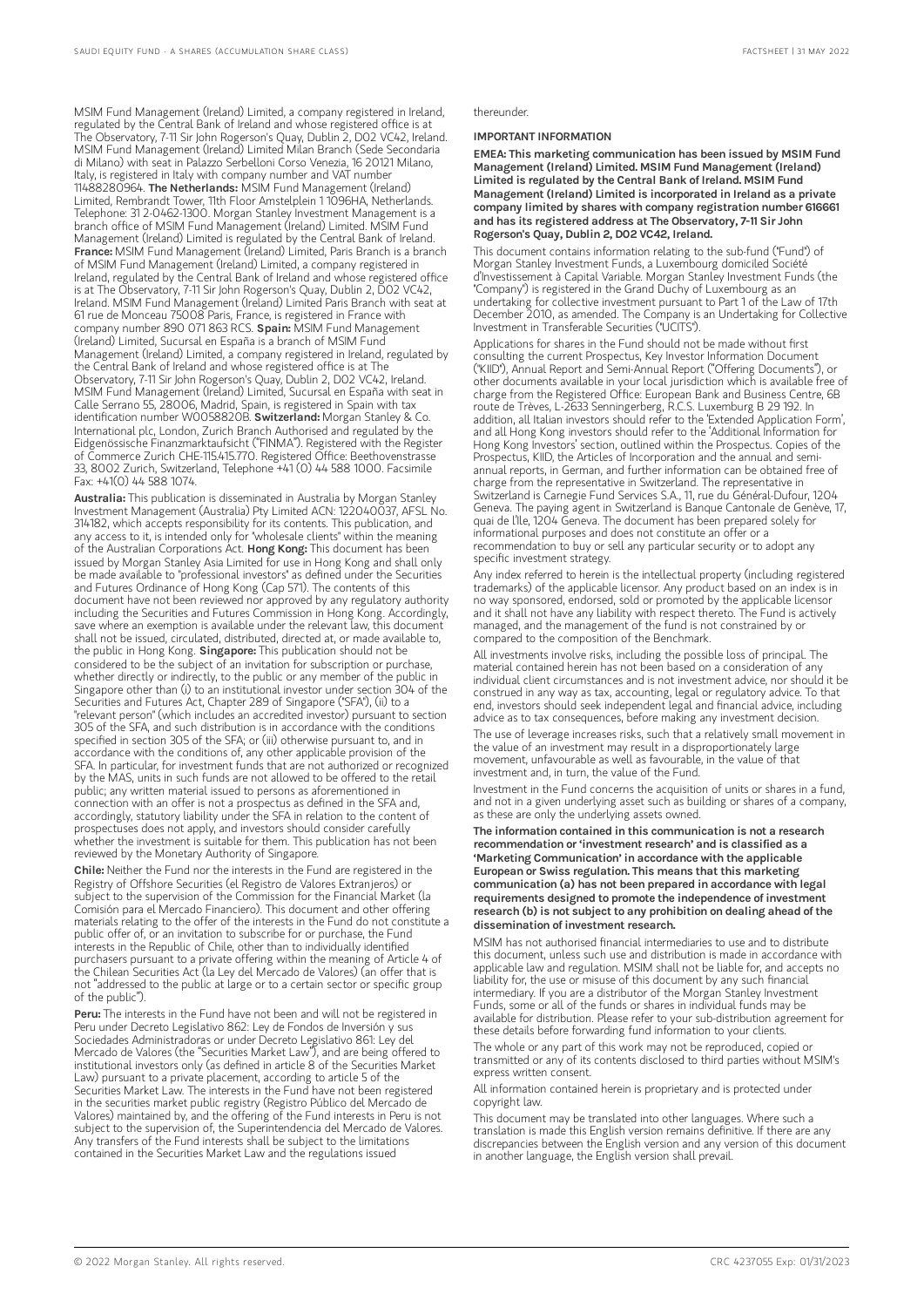MSIM Fund Management (Ireland) Limited, a company registered in Ireland, regulated by the Central Bank of Ireland and whose registered office is at The Observatory, 7-11 Sir John Rogerson's Quay, Dublin 2, D02 VC42, Ireland. MSIM Fund Management (Ireland) Limited Milan Branch (Sede Secondaria di Milano) with seat in Palazzo Serbelloni Corso Venezia, 16 20121 Milano, Italy, is registered in Italy with company number and VAT number 11488280964. **The Netherlands:** MSIM Fund Management (Ireland) Limited, Rembrandt Tower, 11th Floor Amstelplein 1 1096HA, Netherlands. Telephone: 31 2-0462-1300. Morgan Stanley Investment Management is a branch office of MSIM Fund Management (Ireland) Limited. MSIM Fund Management (Ireland) Limited is regulated by the Central Bank of Ireland. **France:** MSIM Fund Management (Ireland) Limited, Paris Branch is a branch of MSIM Fund Management (Ireland) Limited, a company registered in Ireland, regulated by the Central Bank of Ireland and whose registered office is at The Observatory, 7-11 Sir John Rogerson's Quay, Dublin 2, D02 VC42, Ireland. MSIM Fund Management (Ireland) Limited Paris Branch with seat at 61 rue de Monceau 75008 Paris, France, is registered in France with company number 890 071 863 RCS. **Spain:** MSIM Fund Management (Ireland) Limited, Sucursal en España is a branch of MSIM Fund Management (Ireland) Limited, a company registered in Ireland, regulated by the Central Bank of Ireland and whose registered office is at The Observatory, 7-11 Sir John Rogerson's Quay, Dublin 2, D02 VC42, Ireland. MSIM Fund Management (Ireland) Limited, Sucursal en España with seat in Calle Serrano 55, 28006, Madrid, Spain, is registered in Spain with tax identification number W0058820B. **Switzerland:** Morgan Stanley & Co. International plc, London, Zurich Branch Authorised and regulated by the Eidgenössische Finanzmarktaufsicht ("FINMA"). Registered with the Register of Commerce Zurich CHE-115.415.770. Registered Office: Beethovenstrasse 33, 8002 Zurich, Switzerland, Telephone +41 (0) 44 588 1000. Facsimile Fax: +41(0) 44 588 1074.

**Australia:** This publication is disseminated in Australia by Morgan Stanley Investment Management (Australia) Pty Limited ACN: 122040037, AFSL No. 314182, which accepts responsibility for its contents. This publication, and any access to it, is intended only for "wholesale clients" within the meaning of the Australian Corporations Act. **Hong Kong:** This document has been issued by Morgan Stanley Asia Limited for use in Hong Kong and shall only be made available to "professional investors" as defined under the Securities and Futures Ordinance of Hong Kong (Cap 571). The contents of this document have not been reviewed nor approved by any regulatory authority including the Securities and Futures Commission in Hong Kong. Accordingly, save where an exemption is available under the relevant law, this document shall not be issued, circulated, distributed, directed at, or made available to, the public in Hong Kong. **Singapore:** This publication should not be considered to be the subject of an invitation for subscription or purchase, whether directly or indirectly, to the public or any member of the public in Singapore other than (i) to an institutional investor under section 304 of the Securities and Futures Act, Chapter 289 of Singapore ("SFA"), (ii) to a "relevant person" (which includes an accredited investor) pursuant to section 305 of the SFA, and such distribution is in accordance with the conditions specified in section 305 of the SFA; or (iii) otherwise pursuant to, and in accordance with the conditions of, any other applicable provision of the SFA. In particular, for investment funds that are not authorized or recognized by the MAS, units in such funds are not allowed to be offered to the retail public; any written material issued to persons as aforementioned in connection with an offer is not a prospectus as defined in the SFA and, accordingly, statutory liability under the SFA in relation to the content of prospectuses does not apply, and investors should consider carefully whether the investment is suitable for them. This publication has not been reviewed by the Monetary Authority of Singapore.

**Chile:** Neither the Fund nor the interests in the Fund are registered in the Registry of Offshore Securities (el Registro de Valores Extranjeros) or subject to the supervision of the Commission for the Financial Market (la Comisión para el Mercado Financiero). This document and other offering materials relating to the offer of the interests in the Fund do not constitute a public offer of, or an invitation to subscribe for or purchase, the Fund interests in the Republic of Chile, other than to individually identified purchasers pursuant to a private offering within the meaning of Article 4 of the Chilean Securities Act (la Ley del Mercado de Valores) (an offer that is not "addressed to the public at large or to a certain sector or specific group of the public").

**Peru:** The interests in the Fund have not been and will not be registered in Peru under Decreto Legislativo 862: Ley de Fondos de Inversión y sus Sociedades Administradoras or under Decreto Legislativo 861: Ley del Mercado de Valores (the "Securities Market Law"), and are being offered to institutional investors only (as defined in article 8 of the Securities Market Law) pursuant to a private placement, according to article 5 of the Securities Market Law. The interests in the Fund have not been registered in the securities market public registry (Registro Público del Mercado de Valores) maintained by, and the offering of the Fund interests in Peru is not subject to the supervision of, the Superintendencia del Mercado de Valores. Any transfers of the Fund interests shall be subject to the limitations contained in the Securities Market Law and the regulations issued thereunder.

**IMPORTANT INFORMATION**

**EMEA: This marketing communication has been issued by MSIM Fund Management (Ireland) Limited. MSIM Fund Management (Ireland) Limited is regulated by the Central Bank of Ireland. MSIM Fund Management (Ireland) Limited is incorporated in Ireland as a private company limited by shares with company registration number 616661 and has its registered address at The Observatory, 7-11 Sir John Rogerson's Quay, Dublin 2, D02 VC42, Ireland.**

This document contains information relating to the sub-fund ("Fund") of Morgan Stanley Investment Funds, a Luxembourg domiciled Société d'Investissement à Capital Variable. Morgan Stanley Investment Funds (the "Company") is registered in the Grand Duchy of Luxembourg as an undertaking for collective investment pursuant to Part 1 of the Law of 17th December 2010, as amended. The Company is an Undertaking for Collective Investment in Transferable Securities ("UCITS").

Applications for shares in the Fund should not be made without first consulting the current Prospectus, Key Investor Information Document ("KIID"), Annual Report and Semi-Annual Report ("Offering Documents"), or other documents available in your local jurisdiction which is available free of charge from the Registered Office: European Bank and Business Centre, 6B route de Trèves, L-2633 Senningerberg, R.C.S. Luxemburg B 29 192. In addition, all Italian investors should refer to the 'Extended Application Form', and all Hong Kong investors should refer to the 'Additional Information for Hong Kong Investors' section, outlined within the Prospectus. Copies of the Prospectus, KIID, the Articles of Incorporation and the annual and semi-annual reports, in German, and further information can be obtained free of charge from the representative in Switzerland. The representative in Switzerland is Carnegie Fund Services S.A., 11, rue du Général-Dufour, 1204 Geneva. The paying agent in Switzerland is Banque Cantonale de Genève, 17, quai de l'Ile, 1204 Geneva. The document has been prepared solely for informational purposes and does not constitute an offer or a recommendation to buy or sell any particular security or to adopt any specific investment strategy.

Any index referred to herein is the intellectual property (including registered trademarks) of the applicable licensor. Any product based on an index is in no way sponsored, endorsed, sold or promoted by the applicable licensor and it shall not have any liability with respect thereto. The Fund is actively managed, and the management of the fund is not constrained by or compared to the composition of the Benchmark.

All investments involve risks, including the possible loss of principal. The material contained herein has not been based on a consideration of any individual client circumstances and is not investment advice, nor should it be construed in any way as tax, accounting, legal or regulatory advice. To that end, investors should seek independent legal and financial advice, including advice as to tax consequences, before making any investment decision.

The use of leverage increases risks, such that a relatively small movement in the value of an investment may result in a disproportionately large movement, unfavourable as well as favourable, in the value of that investment and, in turn, the value of the Fund.

Investment in the Fund concerns the acquisition of units or shares in a fund, and not in a given underlying asset such as building or shares of a company, as these are only the underlying assets owned.

**The information contained in this communication is not a research recommendation or 'investment research' and is classified as a 'Marketing Communication' in accordance with the applicable European or Swiss regulation. This means that this marketing communication (a) has not been prepared in accordance with legal requirements designed to promote the independence of investment research (b) is not subject to any prohibition on dealing ahead of the dissemination of investment research.**

MSIM has not authorised financial intermediaries to use and to distribute this document, unless such use and distribution is made in accordance with applicable law and regulation. MSIM shall not be liable for, and accepts no liability for, the use or misuse of this document by any such financial intermediary. If you are a distributor of the Morgan Stanley Investment Funds, some or all of the funds or shares in individual funds may be available for distribution. Please refer to your sub-distribution agreement for these details before forwarding fund information to your clients.

The whole or any part of this work may not be reproduced, copied or transmitted or any of its contents disclosed to third parties without MSIM's express written consent.

All information contained herein is proprietary and is protected under copyright law.

This document may be translated into other languages. Where such a translation is made this English version remains definitive. If there are any discrepancies between the English version and any version of this document in another language, the English version shall prevail.

© 2022 Morgan Stanley. All rights reserved.

CRC 4237055 Exp: 01/31/2023